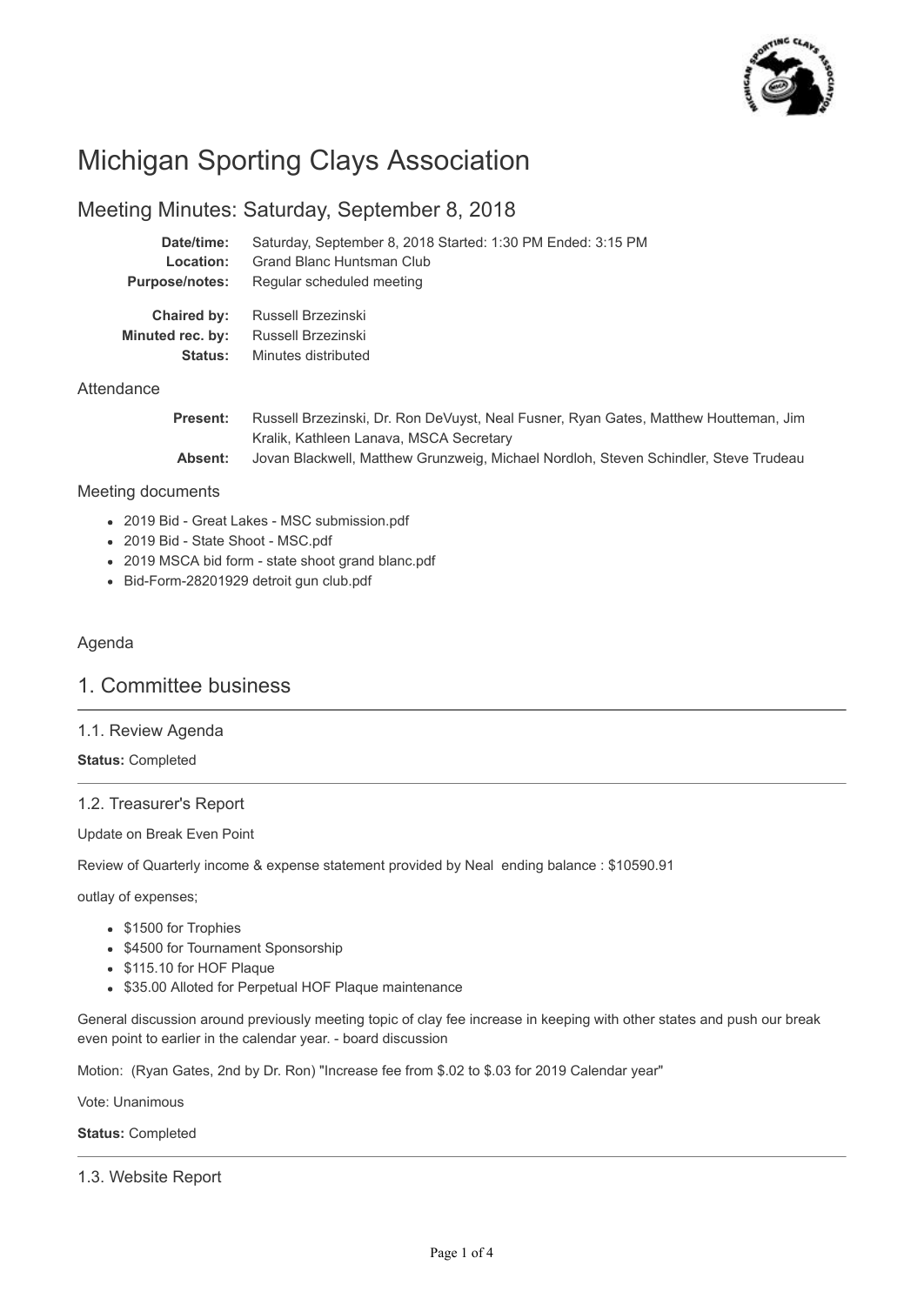# Michigan Sporting Clays Association

## Meeting Minutes: Saturday, September 8, 2018

| | |
|---|---|
| **Date/time:** | Saturday, September 8, 2018 Started: 1:30 PM Ended: 3:15 PM |
| **Location:** | Grand Blanc Huntsman Club |
| **Purpose/notes:** | Regular scheduled meeting |
| **Chaired by:** | Russell Brzezinski |
| **Minuted rec. by:** | Russell Brzezinski |
| **Status:** | Minutes distributed |

### Attendance

| | |
|---|---|
| **Present:** | Russell Brzezinski, Dr. Ron DeVuyst, Neal Fusner, Ryan Gates, Matthew Houtteman, Jim Kralik, Kathleen Lanava, MSCA Secretary |
| **Absent:** | Jovan Blackwell, Matthew Grunzweig, Michael Nordloh, Steven Schindler, Steve Trudeau |

### Meeting documents

- 2019 Bid - Great Lakes - MSC submission.pdf
- 2019 Bid - State Shoot - MSC.pdf
- 2019 MSCA bid form - state shoot grand blanc.pdf
- Bid-Form-28201929 detroit gun club.pdf

### Agenda

## 1. Committee business

### 1.1. Review Agenda

**Status:** Completed

### 1.2. Treasurer's Report

Update on Break Even Point

Review of Quarterly income & expense statement provided by Neal ending balance : $10590.91

outlay of expenses;

- $1500 for Trophies
- $4500 for Tournament Sponsorship
- $115.10 for HOF Plaque
- $35.00 Alloted for Perpetual HOF Plaque maintenance

General discussion around previously meeting topic of clay fee increase in keeping with other states and push our break even point to earlier in the calendar year. - board discussion

Motion: (Ryan Gates, 2nd by Dr. Ron) "Increase fee from $.02 to $.03 for 2019 Calendar year"

Vote: Unanimous

**Status:** Completed

### 1.3. Website Report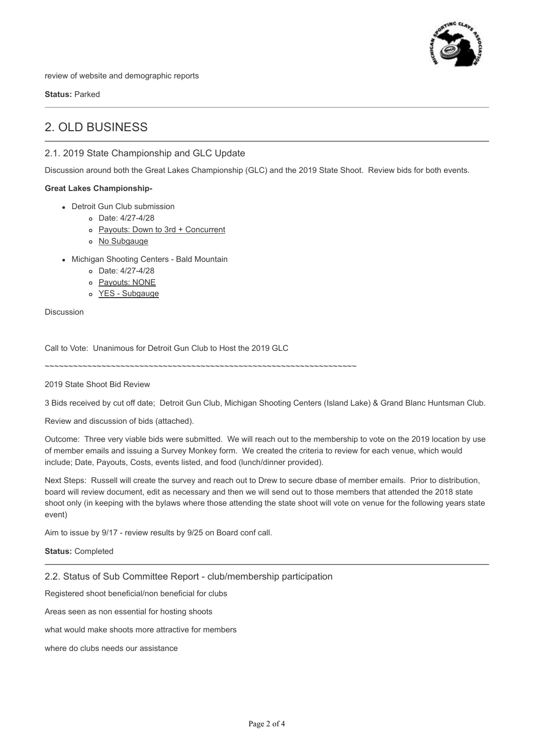review of website and demographic reports

**Status:** Parked

---

# 2. OLD BUSINESS

## 2.1. 2019 State Championship and GLC Update

Discussion around both the Great Lakes Championship (GLC) and the 2019 State Shoot. Review bids for both events.

**Great Lakes Championship-**

- Detroit Gun Club submission
  - Date: 4/27-4/28
  - Payouts: Down to 3rd + Concurrent
  - No Subgauge
- Michigan Shooting Centers - Bald Mountain
  - Date: 4/27-4/28
  - Payouts: NONE
  - YES - Subgauge

Discussion

Call to Vote: Unanimous for Detroit Gun Club to Host the 2019 GLC

~~~~~~~~~~~~~~~~~~~~~~~~~~~~~~~~~~~~~~~~~~~~~~~~~~~~~~~~~~~~~~~~~~~~~

2019 State Shoot Bid Review

3 Bids received by cut off date; Detroit Gun Club, Michigan Shooting Centers (Island Lake) & Grand Blanc Huntsman Club.

Review and discussion of bids (attached).

Outcome: Three very viable bids were submitted. We will reach out to the membership to vote on the 2019 location by use of member emails and issuing a Survey Monkey form. We created the criteria to review for each venue, which would include; Date, Payouts, Costs, events listed, and food (lunch/dinner provided).

Next Steps: Russell will create the survey and reach out to Drew to secure dbase of member emails. Prior to distribution, board will review document, edit as necessary and then we will send out to those members that attended the 2018 state shoot only (in keeping with the bylaws where those attending the state shoot will vote on venue for the following years state event)

Aim to issue by 9/17 - review results by 9/25 on Board conf call.

**Status:** Completed

---

## 2.2. Status of Sub Committee Report - club/membership participation

Registered shoot beneficial/non beneficial for clubs

Areas seen as non essential for hosting shoots

what would make shoots more attractive for members

where do clubs needs our assistance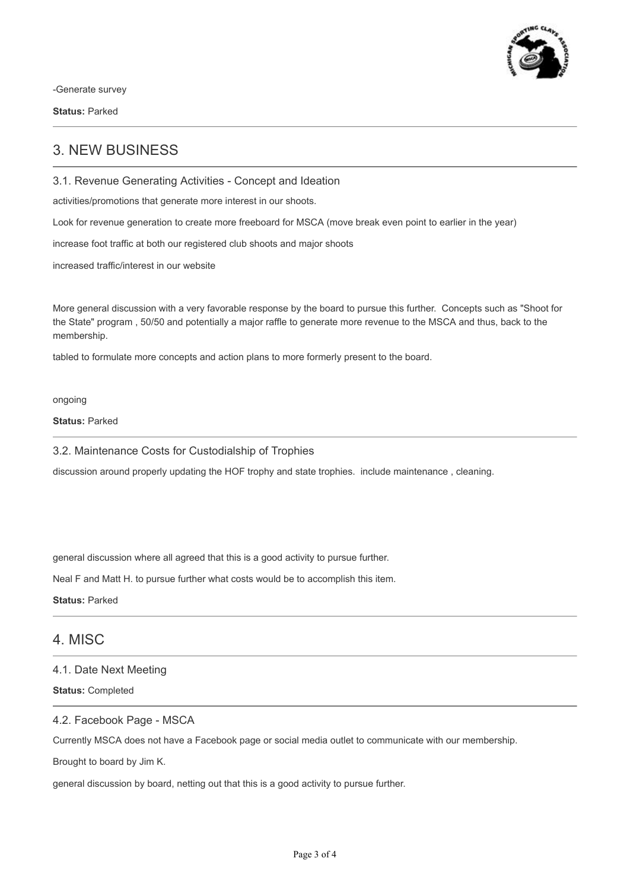-Generate survey

**Status:** Parked

## 3. NEW BUSINESS

### 3.1. Revenue Generating Activities - Concept and Ideation

activities/promotions that generate more interest in our shoots.

Look for revenue generation to create more freeboard for MSCA (move break even point to earlier in the year)

increase foot traffic at both our registered club shoots and major shoots

increased traffic/interest in our website

More general discussion with a very favorable response by the board to pursue this further. Concepts such as "Shoot for the State" program , 50/50 and potentially a major raffle to generate more revenue to the MSCA and thus, back to the membership.

tabled to formulate more concepts and action plans to more formerly present to the board.

ongoing

**Status:** Parked

### 3.2. Maintenance Costs for Custodialship of Trophies

discussion around properly updating the HOF trophy and state trophies. include maintenance , cleaning.

general discussion where all agreed that this is a good activity to pursue further.

Neal F and Matt H. to pursue further what costs would be to accomplish this item.

**Status:** Parked

## 4. MISC

### 4.1. Date Next Meeting

**Status:** Completed

### 4.2. Facebook Page - MSCA

Currently MSCA does not have a Facebook page or social media outlet to communicate with our membership.

Brought to board by Jim K.

general discussion by board, netting out that this is a good activity to pursue further.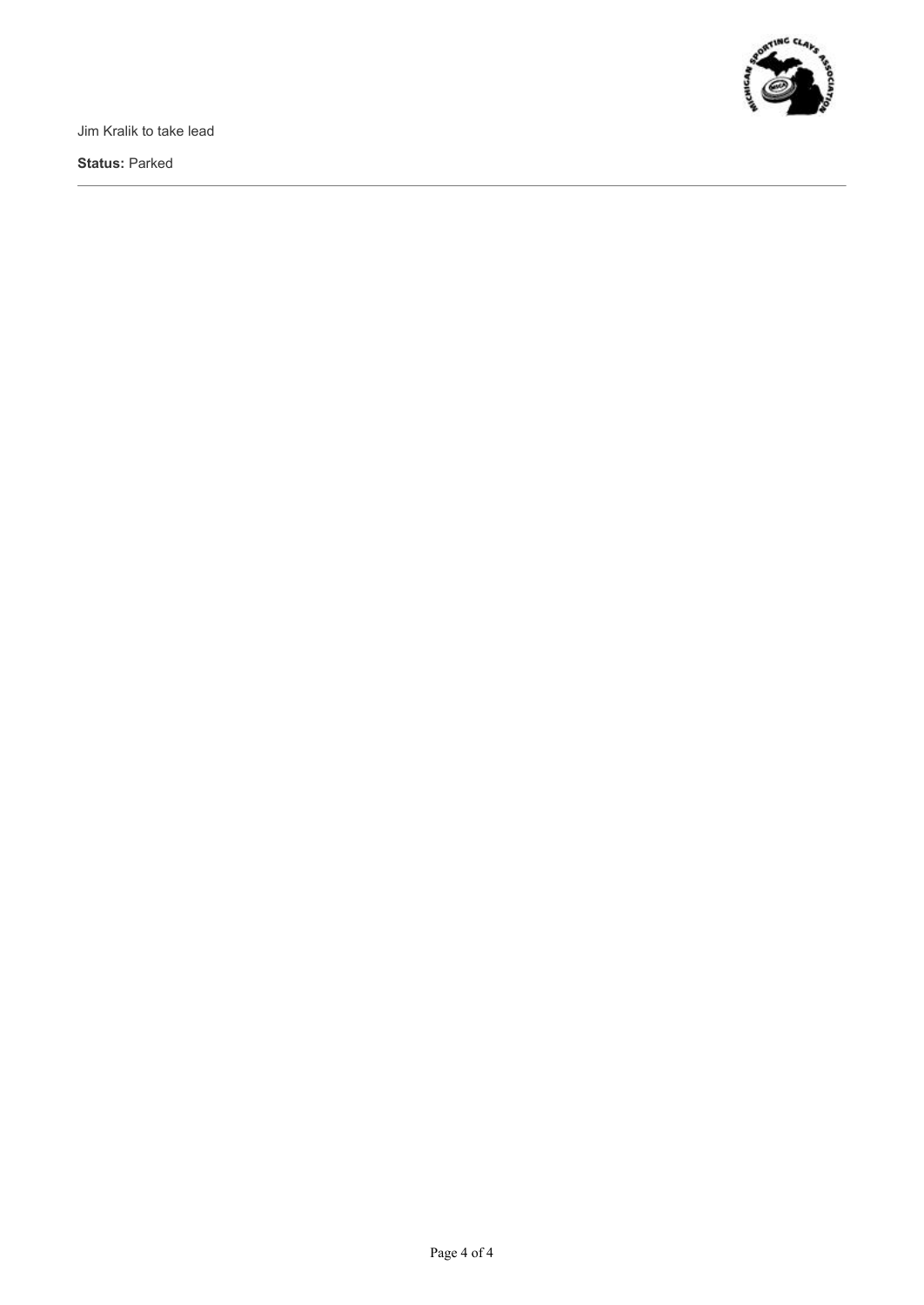Jim Kralik to take lead

**Status:** Parked

---